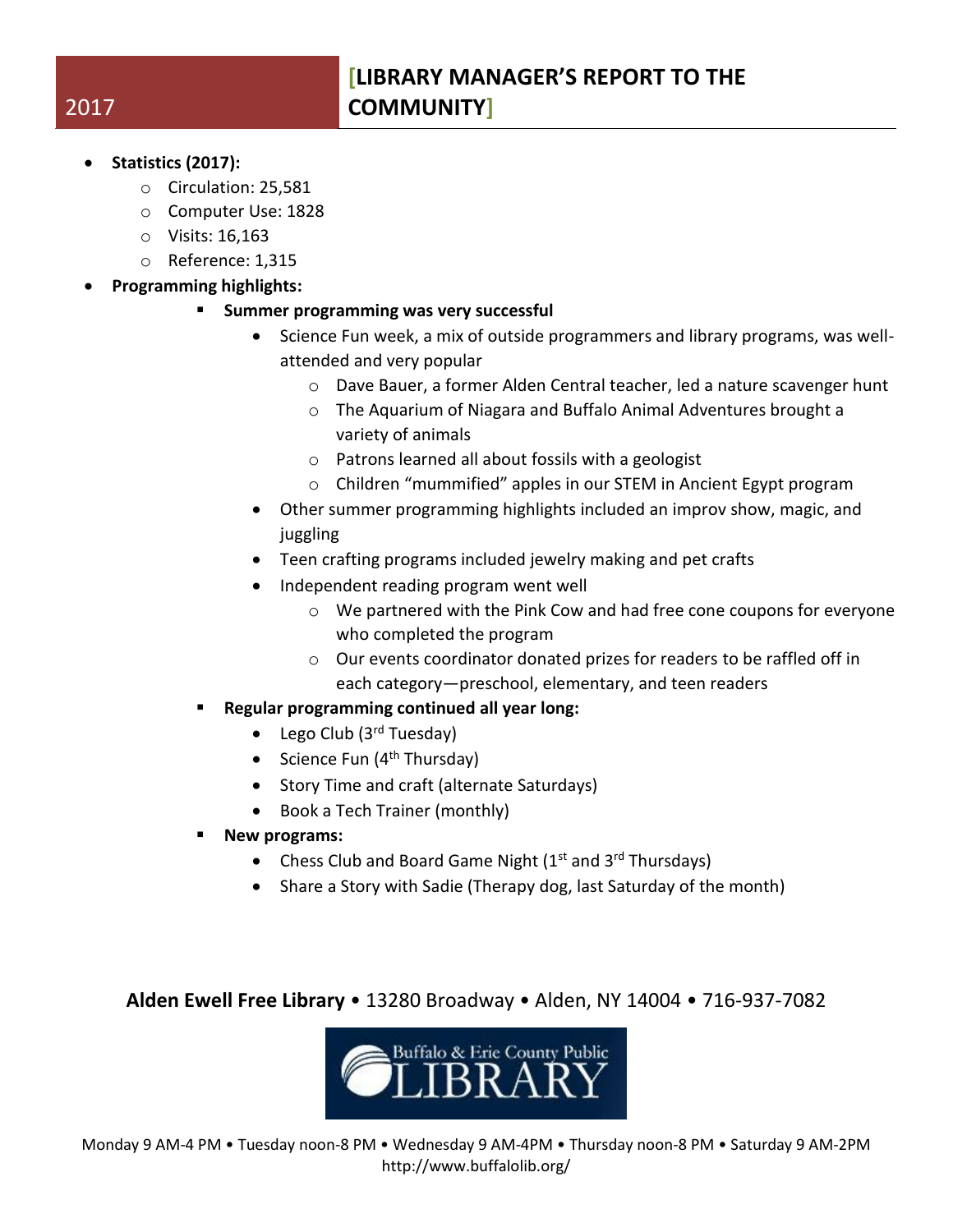2017

# [LIBRARY MANAGER'S REPORT TO THE COMMUNITY]

- **Statistics (2017):**
  - Circulation: 25,581
  - Computer Use: 1828
  - Visits: 16,163
  - Reference: 1,315
- **Programming highlights:**
  - **Summer programming was very successful**
    - Science Fun week, a mix of outside programmers and library programs, was well-attended and very popular
      - Dave Bauer, a former Alden Central teacher, led a nature scavenger hunt
      - The Aquarium of Niagara and Buffalo Animal Adventures brought a variety of animals
      - Patrons learned all about fossils with a geologist
      - Children "mummified" apples in our STEM in Ancient Egypt program
    - Other summer programming highlights included an improv show, magic, and juggling
    - Teen crafting programs included jewelry making and pet crafts
    - Independent reading program went well
      - We partnered with the Pink Cow and had free cone coupons for everyone who completed the program
      - Our events coordinator donated prizes for readers to be raffled off in each category—preschool, elementary, and teen readers
  - **Regular programming continued all year long:**
    - Lego Club (3rd Tuesday)
    - Science Fun (4th Thursday)
    - Story Time and craft (alternate Saturdays)
    - Book a Tech Trainer (monthly)
  - **New programs:**
    - Chess Club and Board Game Night (1st and 3rd Thursdays)
    - Share a Story with Sadie (Therapy dog, last Saturday of the month)

**Alden Ewell Free Library** • 13280 Broadway • Alden, NY 14004 • 716-937-7082

Buffalo & Erie County Public LIBRARY

Monday 9 AM-4 PM • Tuesday noon-8 PM • Wednesday 9 AM-4PM • Thursday noon-8 PM • Saturday 9 AM-2PM
http://www.buffalolib.org/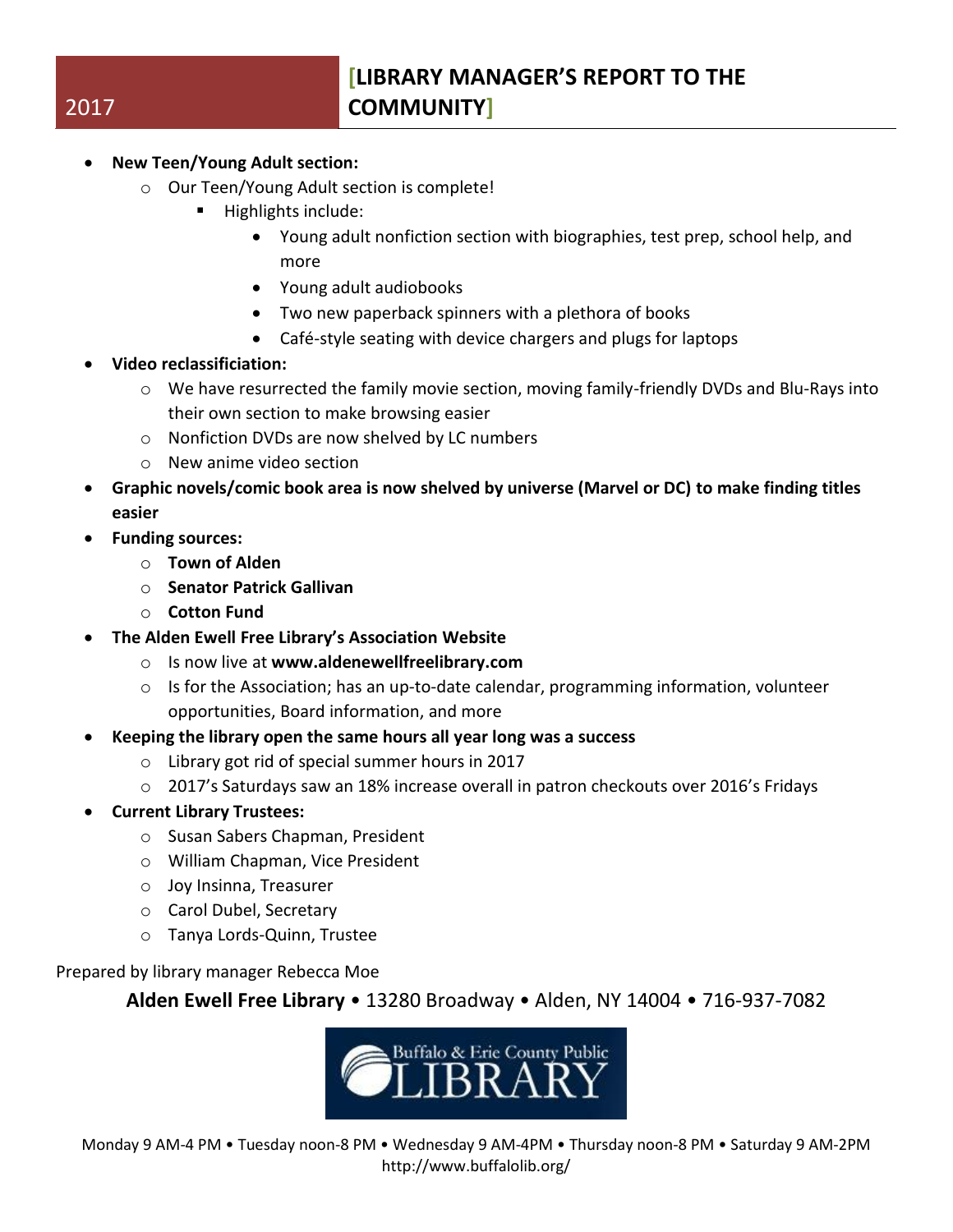- **New Teen/Young Adult section:**
  - Our Teen/Young Adult section is complete!
    - Highlights include:
      - Young adult nonfiction section with biographies, test prep, school help, and more
      - Young adult audiobooks
      - Two new paperback spinners with a plethora of books
      - Café-style seating with device chargers and plugs for laptops
- **Video reclassificiation:**
  - We have resurrected the family movie section, moving family-friendly DVDs and Blu-Rays into their own section to make browsing easier
  - Nonfiction DVDs are now shelved by LC numbers
  - New anime video section
- **Graphic novels/comic book area is now shelved by universe (Marvel or DC) to make finding titles easier**
- **Funding sources:**
  - **Town of Alden**
  - **Senator Patrick Gallivan**
  - **Cotton Fund**
- **The Alden Ewell Free Library's Association Website**
  - Is now live at **www.aldenewellfreelibrary.com**
  - Is for the Association; has an up-to-date calendar, programming information, volunteer opportunities, Board information, and more
- **Keeping the library open the same hours all year long was a success**
  - Library got rid of special summer hours in 2017
  - 2017's Saturdays saw an 18% increase overall in patron checkouts over 2016's Fridays
- **Current Library Trustees:**
  - Susan Sabers Chapman, President
  - William Chapman, Vice President
  - Joy Insinna, Treasurer
  - Carol Dubel, Secretary
  - Tanya Lords-Quinn, Trustee

Prepared by library manager Rebecca Moe

**Alden Ewell Free Library** • 13280 Broadway • Alden, NY 14004 • 716-937-7082

Buffalo & Erie County Public LIBRARY

Monday 9 AM-4 PM • Tuesday noon-8 PM • Wednesday 9 AM-4PM • Thursday noon-8 PM • Saturday 9 AM-2PM
http://www.buffalolib.org/